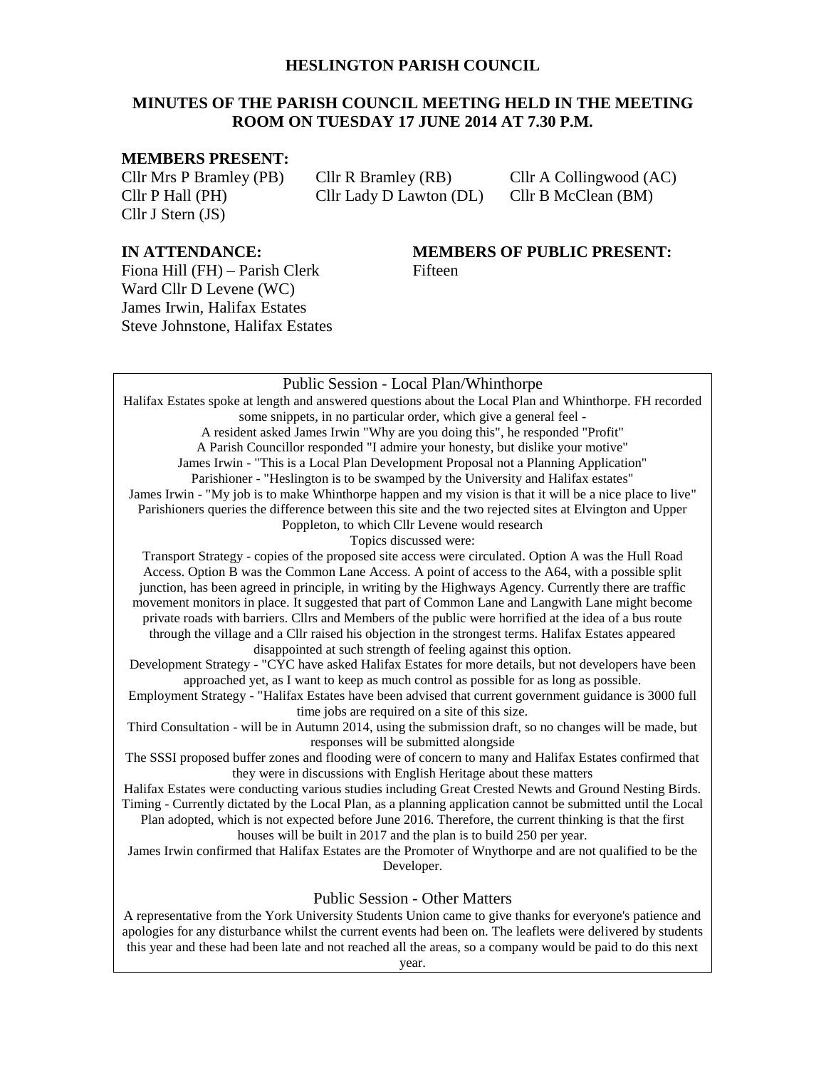# HESLINGTON PARISH COUNCIL

## MINUTES OF THE PARISH COUNCIL MEETING HELD IN THE MEETING ROOM ON TUESDAY 17 JUNE 2014 AT 7.30 P.M.

**MEMBERS PRESENT:**

Cllr Mrs P Bramley (PB)
Cllr R Bramley (RB)
Cllr A Collingwood (AC)
Cllr P Hall (PH)
Cllr Lady D Lawton (DL)
Cllr B McClean (BM)
Cllr J Stern (JS)

**IN ATTENDANCE:**

Fiona Hill (FH) – Parish Clerk
Ward Cllr D Levene (WC)
James Irwin, Halifax Estates
Steve Johnstone, Halifax Estates

**MEMBERS OF PUBLIC PRESENT:**

Fifteen

### Public Session - Local Plan/Whinthorpe

Halifax Estates spoke at length and answered questions about the Local Plan and Whinthorpe. FH recorded some snippets, in no particular order, which give a general feel -

A resident asked James Irwin "Why are you doing this", he responded "Profit"

A Parish Councillor responded "I admire your honesty, but dislike your motive"

James Irwin - "This is a Local Plan Development Proposal not a Planning Application"

Parishioner - "Heslington is to be swamped by the University and Halifax estates"

James Irwin - "My job is to make Whinthorpe happen and my vision is that it will be a nice place to live"

Parishioners queries the difference between this site and the two rejected sites at Elvington and Upper Poppleton, to which Cllr Levene would research

Topics discussed were:

Transport Strategy - copies of the proposed site access were circulated. Option A was the Hull Road Access. Option B was the Common Lane Access. A point of access to the A64, with a possible split junction, has been agreed in principle, in writing by the Highways Agency. Currently there are traffic movement monitors in place. It suggested that part of Common Lane and Langwith Lane might become private roads with barriers. Cllrs and Members of the public were horrified at the idea of a bus route through the village and a Cllr raised his objection in the strongest terms. Halifax Estates appeared disappointed at such strength of feeling against this option.

Development Strategy - "CYC have asked Halifax Estates for more details, but not developers have been approached yet, as I want to keep as much control as possible for as long as possible.

Employment Strategy - "Halifax Estates have been advised that current government guidance is 3000 full time jobs are required on a site of this size.

Third Consultation - will be in Autumn 2014, using the submission draft, so no changes will be made, but responses will be submitted alongside

The SSSI proposed buffer zones and flooding were of concern to many and Halifax Estates confirmed that they were in discussions with English Heritage about these matters

Halifax Estates were conducting various studies including Great Crested Newts and Ground Nesting Birds.

Timing - Currently dictated by the Local Plan, as a planning application cannot be submitted until the Local Plan adopted, which is not expected before June 2016. Therefore, the current thinking is that the first houses will be built in 2017 and the plan is to build 250 per year.

James Irwin confirmed that Halifax Estates are the Promoter of Wnythorpe and are not qualified to be the Developer.

### Public Session - Other Matters

A representative from the York University Students Union came to give thanks for everyone's patience and apologies for any disturbance whilst the current events had been on. The leaflets were delivered by students this year and these had been late and not reached all the areas, so a company would be paid to do this next year.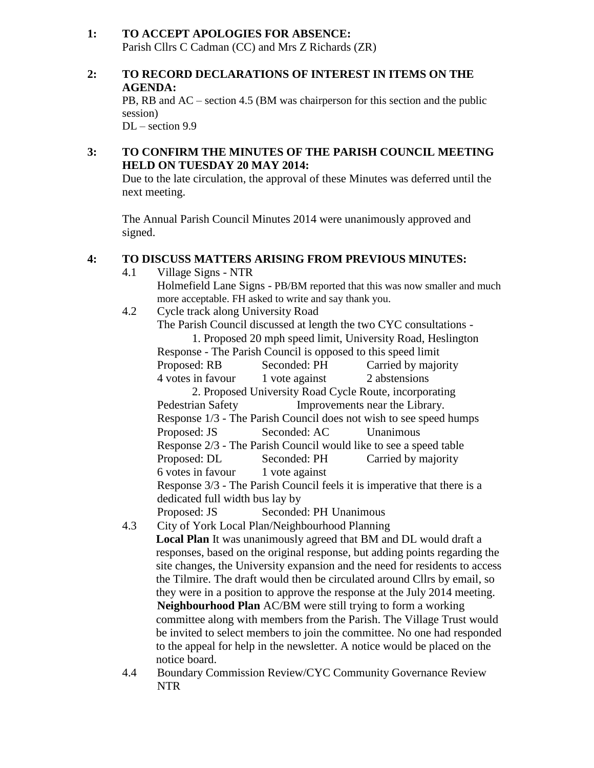**1: TO ACCEPT APOLOGIES FOR ABSENCE:**

Parish Cllrs C Cadman (CC) and Mrs Z Richards (ZR)

**2: TO RECORD DECLARATIONS OF INTEREST IN ITEMS ON THE AGENDA:**

PB, RB and AC – section 4.5 (BM was chairperson for this section and the public session)

DL – section 9.9

**3: TO CONFIRM THE MINUTES OF THE PARISH COUNCIL MEETING HELD ON TUESDAY 20 MAY 2014:**

Due to the late circulation, the approval of these Minutes was deferred until the next meeting.

The Annual Parish Council Minutes 2014 were unanimously approved and signed.

**4: TO DISCUSS MATTERS ARISING FROM PREVIOUS MINUTES:**

4.1 Village Signs - NTR

Holmefield Lane Signs - PB/BM reported that this was now smaller and much more acceptable. FH asked to write and say thank you.

4.2 Cycle track along University Road

The Parish Council discussed at length the two CYC consultations -

1. Proposed 20 mph speed limit, University Road, Heslington

Response - The Parish Council is opposed to this speed limit

Proposed: RB Seconded: PH Carried by majority

4 votes in favour 1 vote against 2 abstensions

2. Proposed University Road Cycle Route, incorporating Pedestrian Safety Improvements near the Library.

Response 1/3 - The Parish Council does not wish to see speed humps

Proposed: JS Seconded: AC Unanimous

Response 2/3 - The Parish Council would like to see a speed table

Proposed: DL Seconded: PH Carried by majority

6 votes in favour 1 vote against

Response 3/3 - The Parish Council feels it is imperative that there is a dedicated full width bus lay by

Proposed: JS Seconded: PH Unanimous

4.3 City of York Local Plan/Neighbourhood Planning

**Local Plan** It was unanimously agreed that BM and DL would draft a responses, based on the original response, but adding points regarding the site changes, the University expansion and the need for residents to access the Tilmire. The draft would then be circulated around Cllrs by email, so they were in a position to approve the response at the July 2014 meeting.

**Neighbourhood Plan** AC/BM were still trying to form a working committee along with members from the Parish. The Village Trust would be invited to select members to join the committee. No one had responded to the appeal for help in the newsletter. A notice would be placed on the notice board.

4.4 Boundary Commission Review/CYC Community Governance Review NTR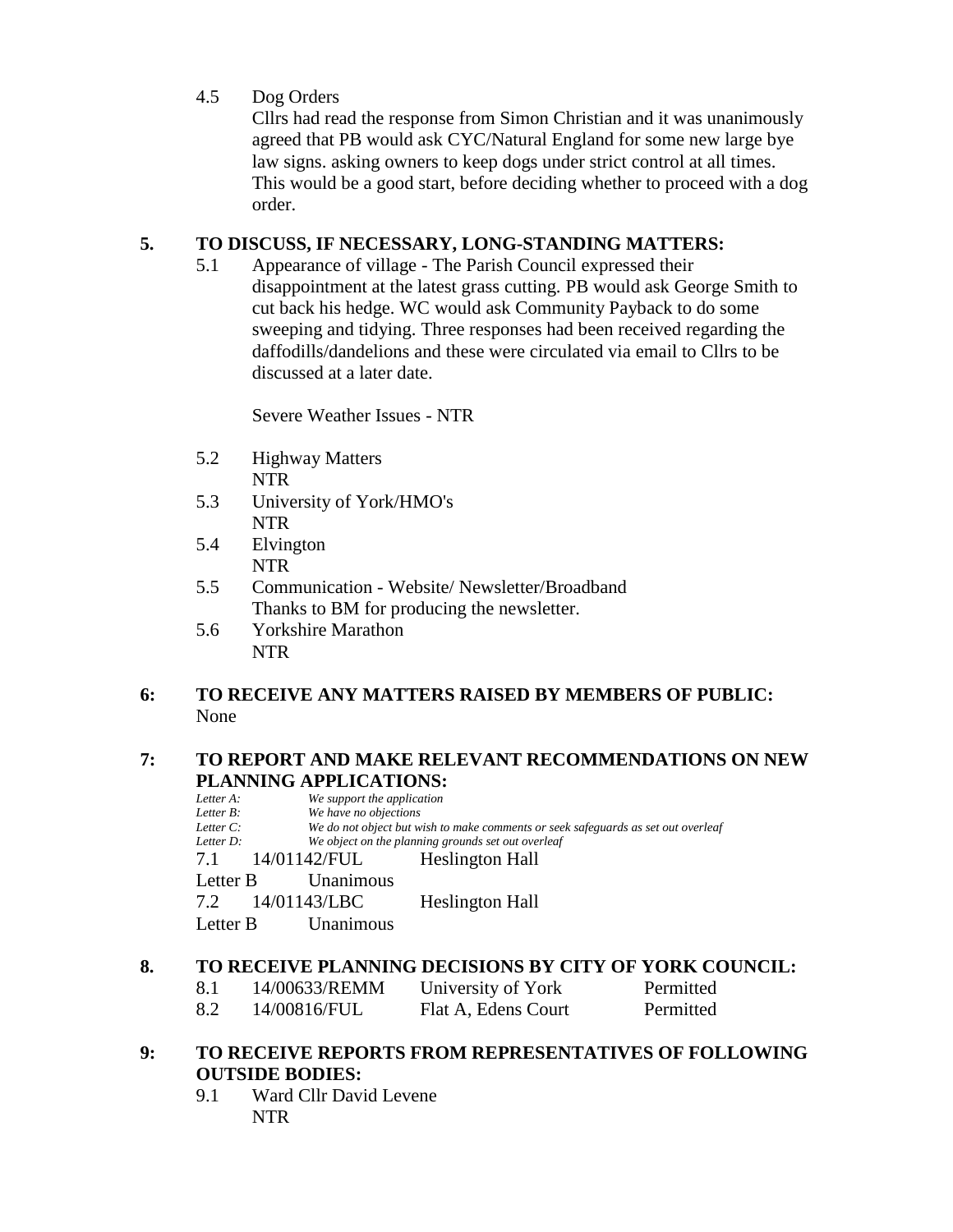4.5 Dog Orders

Cllrs had read the response from Simon Christian and it was unanimously agreed that PB would ask CYC/Natural England for some new large bye law signs. asking owners to keep dogs under strict control at all times. This would be a good start, before deciding whether to proceed with a dog order.

## 5. TO DISCUSS, IF NECESSARY, LONG-STANDING MATTERS:

5.1 Appearance of village - The Parish Council expressed their disappointment at the latest grass cutting. PB would ask George Smith to cut back his hedge. WC would ask Community Payback to do some sweeping and tidying. Three responses had been received regarding the daffodills/dandelions and these were circulated via email to Cllrs to be discussed at a later date.

Severe Weather Issues - NTR

5.2 Highway Matters
NTR

5.3 University of York/HMO's
NTR

5.4 Elvington
NTR

5.5 Communication - Website/ Newsletter/Broadband
Thanks to BM for producing the newsletter.

5.6 Yorkshire Marathon
NTR

## 6: TO RECEIVE ANY MATTERS RAISED BY MEMBERS OF PUBLIC:

None

## 7: TO REPORT AND MAKE RELEVANT RECOMMENDATIONS ON NEW PLANNING APPLICATIONS:

*Letter A:* *We support the application*
*Letter B:* *We have no objections*
*Letter C:* *We do not object but wish to make comments or seek safeguards as set out overleaf*
*Letter D:* *We object on the planning grounds set out overleaf*

7.1 14/01142/FUL Heslington Hall
Letter B Unanimous

7.2 14/01143/LBC Heslington Hall
Letter B Unanimous

## 8. TO RECEIVE PLANNING DECISIONS BY CITY OF YORK COUNCIL:

| 8.1 | 14/00633/REMM | University of York | Permitted |
|---|---|---|---|
| 8.2 | 14/00816/FUL | Flat A, Edens Court | Permitted |

## 9: TO RECEIVE REPORTS FROM REPRESENTATIVES OF FOLLOWING OUTSIDE BODIES:

9.1 Ward Cllr David Levene
NTR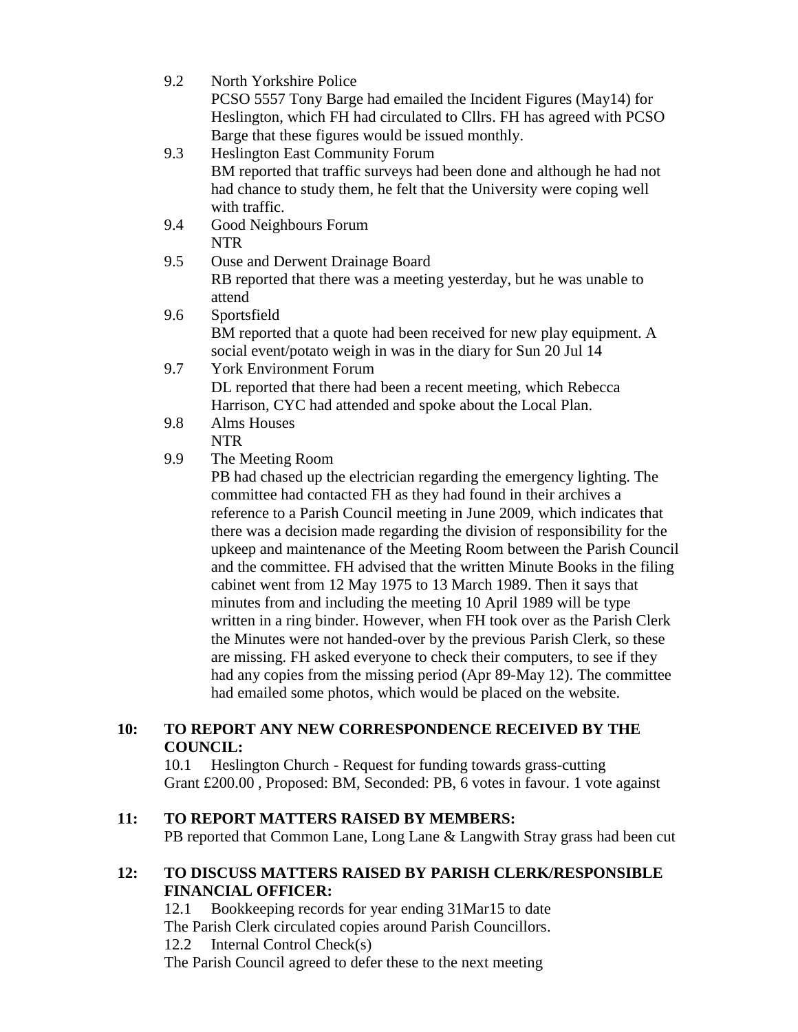9.2 North Yorkshire Police
PCSO 5557 Tony Barge had emailed the Incident Figures (May14) for Heslington, which FH had circulated to Cllrs. FH has agreed with PCSO Barge that these figures would be issued monthly.

9.3 Heslington East Community Forum
BM reported that traffic surveys had been done and although he had not had chance to study them, he felt that the University were coping well with traffic.

9.4 Good Neighbours Forum
NTR

9.5 Ouse and Derwent Drainage Board
RB reported that there was a meeting yesterday, but he was unable to attend

9.6 Sportsfield
BM reported that a quote had been received for new play equipment. A social event/potato weigh in was in the diary for Sun 20 Jul 14

9.7 York Environment Forum
DL reported that there had been a recent meeting, which Rebecca Harrison, CYC had attended and spoke about the Local Plan.

9.8 Alms Houses
NTR

9.9 The Meeting Room
PB had chased up the electrician regarding the emergency lighting. The committee had contacted FH as they had found in their archives a reference to a Parish Council meeting in June 2009, which indicates that there was a decision made regarding the division of responsibility for the upkeep and maintenance of the Meeting Room between the Parish Council and the committee. FH advised that the written Minute Books in the filing cabinet went from 12 May 1975 to 13 March 1989. Then it says that minutes from and including the meeting 10 April 1989 will be type written in a ring binder. However, when FH took over as the Parish Clerk the Minutes were not handed-over by the previous Parish Clerk, so these are missing. FH asked everyone to check their computers, to see if they had any copies from the missing period (Apr 89-May 12). The committee had emailed some photos, which would be placed on the website.

**10: TO REPORT ANY NEW CORRESPONDENCE RECEIVED BY THE COUNCIL:**

10.1 Heslington Church - Request for funding towards grass-cutting
Grant £200.00 , Proposed: BM, Seconded: PB, 6 votes in favour. 1 vote against

**11: TO REPORT MATTERS RAISED BY MEMBERS:**

PB reported that Common Lane, Long Lane & Langwith Stray grass had been cut

**12: TO DISCUSS MATTERS RAISED BY PARISH CLERK/RESPONSIBLE FINANCIAL OFFICER:**

12.1 Bookkeeping records for year ending 31Mar15 to date
The Parish Clerk circulated copies around Parish Councillors.

12.2 Internal Control Check(s)
The Parish Council agreed to defer these to the next meeting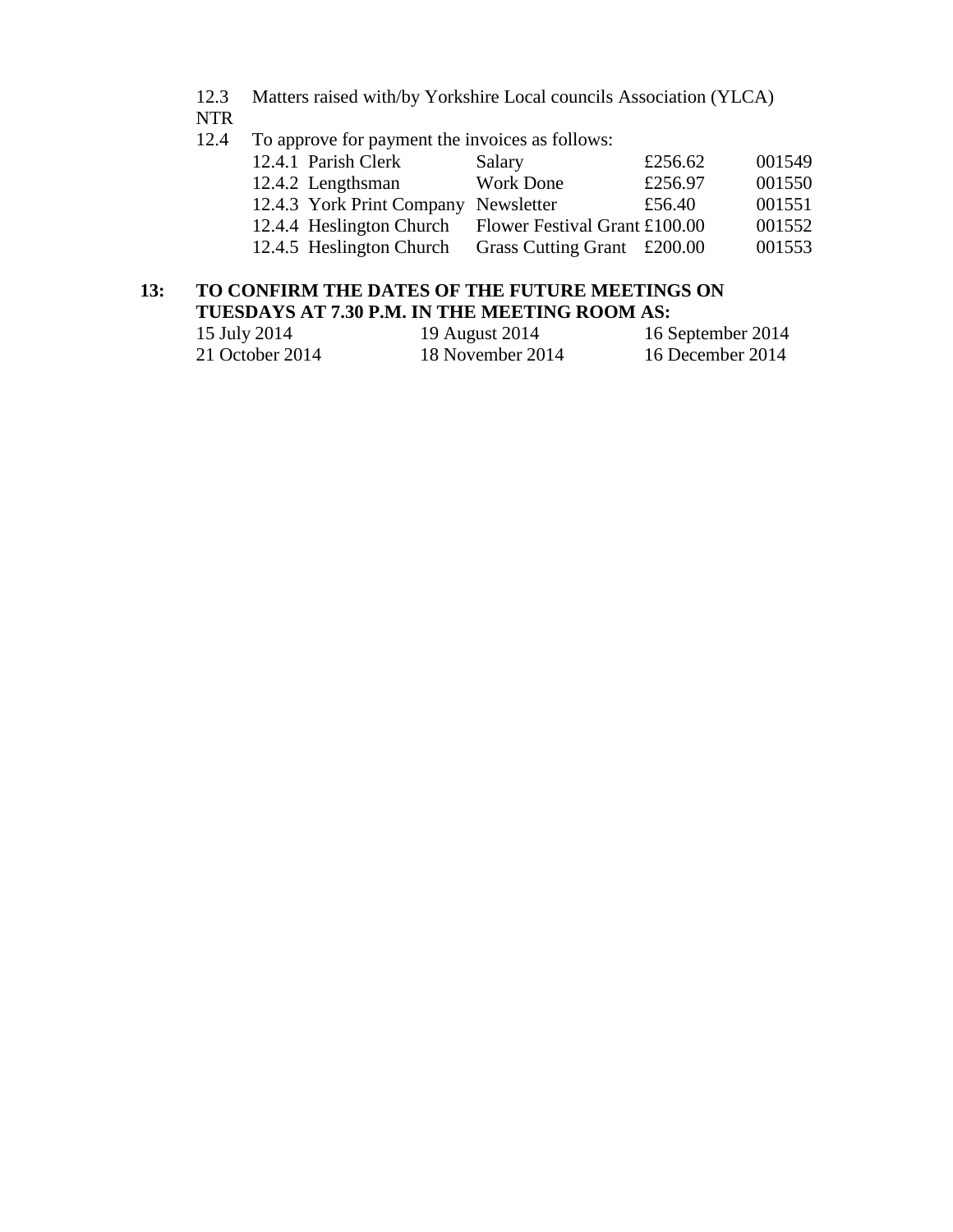12.3 Matters raised with/by Yorkshire Local councils Association (YLCA)

NTR

12.4 To approve for payment the invoices as follows:

| | | | |
|---|---|---|---|
| 12.4.1 Parish Clerk | Salary | £256.62 | 001549 |
| 12.4.2 Lengthsman | Work Done | £256.97 | 001550 |
| 12.4.3 York Print Company | Newsletter | £56.40 | 001551 |
| 12.4.4 Heslington Church | Flower Festival Grant | £100.00 | 001552 |
| 12.4.5 Heslington Church | Grass Cutting Grant | £200.00 | 001553 |

**13: TO CONFIRM THE DATES OF THE FUTURE MEETINGS ON TUESDAYS AT 7.30 P.M. IN THE MEETING ROOM AS:**

| | | |
|---|---|---|
| 15 July 2014 | 19 August 2014 | 16 September 2014 |
| 21 October 2014 | 18 November 2014 | 16 December 2014 |